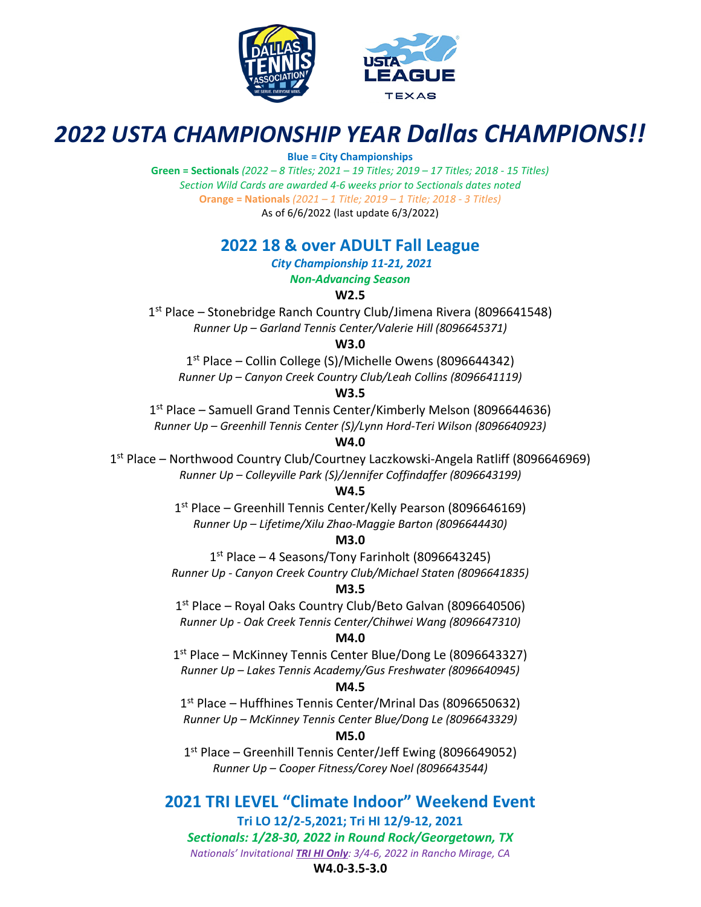# *2022 USTA CHAMPIONSHIP YEAR Dallas CHAMPIONS!!*

**Blue = City Championships**

**Green = Sectionals** *(2022 – 8 Titles; 2021 – 19 Titles; 2019 – 17 Titles; 2018 - 15 Titles)*

*Section Wild Cards are awarded 4-6 weeks prior to Sectionals dates noted*

**Orange = Nationals** *(2021 – 1 Title; 2019 – 1 Title; 2018 - 3 Titles)*

As of 6/6/2022 (last update 6/3/2022)

## 2022 18 & over ADULT Fall League

***City Championship 11-21, 2021***

***Non-Advancing Season***

**W2.5**

1st Place – Stonebridge Ranch Country Club/Jimena Rivera (8096641548)

*Runner Up – Garland Tennis Center/Valerie Hill (8096645371)*

**W3.0**

1st Place – Collin College (S)/Michelle Owens (8096644342)

*Runner Up – Canyon Creek Country Club/Leah Collins (8096641119)*

**W3.5**

1st Place – Samuell Grand Tennis Center/Kimberly Melson (8096644636)

*Runner Up – Greenhill Tennis Center (S)/Lynn Hord-Teri Wilson (8096640923)*

**W4.0**

1st Place – Northwood Country Club/Courtney Laczkowski-Angela Ratliff (8096646969)

*Runner Up – Colleyville Park (S)/Jennifer Coffindaffer (8096643199)*

**W4.5**

1st Place – Greenhill Tennis Center/Kelly Pearson (8096646169)

*Runner Up – Lifetime/Xilu Zhao-Maggie Barton (8096644430)*

**M3.0**

1st Place – 4 Seasons/Tony Farinholt (8096643245)

*Runner Up - Canyon Creek Country Club/Michael Staten (8096641835)*

**M3.5**

1st Place – Royal Oaks Country Club/Beto Galvan (8096640506)

*Runner Up - Oak Creek Tennis Center/Chihwei Wang (8096647310)*

**M4.0**

1st Place – McKinney Tennis Center Blue/Dong Le (8096643327)

*Runner Up – Lakes Tennis Academy/Gus Freshwater (8096640945)*

**M4.5**

1st Place – Huffhines Tennis Center/Mrinal Das (8096650632)

*Runner Up – McKinney Tennis Center Blue/Dong Le (8096643329)*

**M5.0**

1st Place – Greenhill Tennis Center/Jeff Ewing (8096649052)

*Runner Up – Cooper Fitness/Corey Noel (8096643544)*

## 2021 TRI LEVEL "Climate Indoor" Weekend Event

**Tri LO 12/2-5,2021; Tri HI 12/9-12, 2021**

***Sectionals: 1/28-30, 2022 in Round Rock/Georgetown, TX***

*Nationals' Invitational **TRI HI Only**: 3/4-6, 2022 in Rancho Mirage, CA*

**W4.0-3.5-3.0**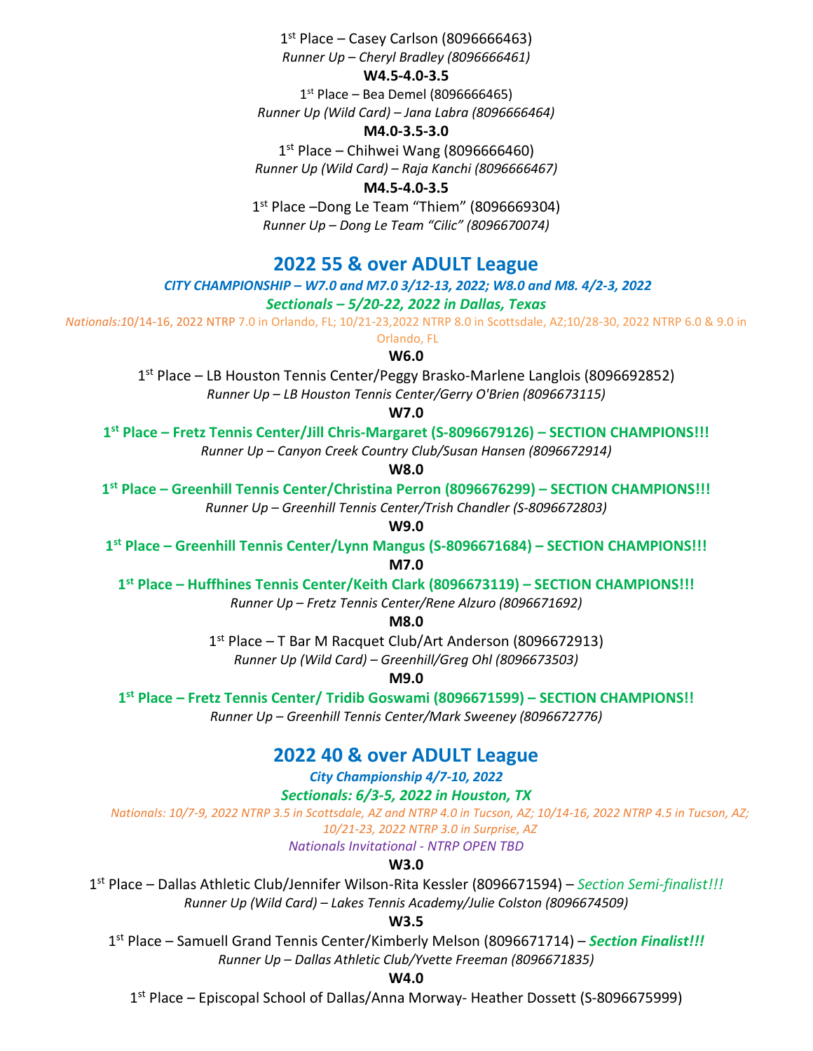1st Place – Casey Carlson (8096666463)

*Runner Up – Cheryl Bradley (8096666461)*

**W4.5-4.0-3.5**

1st Place – Bea Demel (8096666465)

*Runner Up (Wild Card) – Jana Labra (8096666464)*

**M4.0-3.5-3.0**

1st Place – Chihwei Wang (8096666460)

*Runner Up (Wild Card) – Raja Kanchi (8096666467)*

**M4.5-4.0-3.5**

1st Place –Dong Le Team “Thiem” (8096669304)

*Runner Up – Dong Le Team “Cilic” (8096670074)*

## 2022 55 & over ADULT League

***CITY CHAMPIONSHIP – W7.0 and M7.0 3/12-13, 2022; W8.0 and M8. 4/2-3, 2022***

***Sectionals – 5/20-22, 2022 in Dallas, Texas***

*Nationals:*10/14-16, 2022 NTRP 7.0 in Orlando, FL; 10/21-23,2022 NTRP 8.0 in Scottsdale, AZ;10/28-30, 2022 NTRP 6.0 & 9.0 in Orlando, FL

**W6.0**

1st Place – LB Houston Tennis Center/Peggy Brasko-Marlene Langlois (8096692852)

*Runner Up – LB Houston Tennis Center/Gerry O'Brien (8096673115)*

**W7.0**

**1st Place – Fretz Tennis Center/Jill Chris-Margaret (S-8096679126) – SECTION CHAMPIONS!!!**

*Runner Up – Canyon Creek Country Club/Susan Hansen (8096672914)*

**W8.0**

**1st Place – Greenhill Tennis Center/Christina Perron (8096676299) – SECTION CHAMPIONS!!!**

*Runner Up – Greenhill Tennis Center/Trish Chandler (S-8096672803)*

**W9.0**

**1st Place – Greenhill Tennis Center/Lynn Mangus (S-8096671684) – SECTION CHAMPIONS!!!**

**M7.0**

**1st Place – Huffhines Tennis Center/Keith Clark (8096673119) – SECTION CHAMPIONS!!!**

*Runner Up – Fretz Tennis Center/Rene Alzuro (8096671692)*

**M8.0**

1st Place – T Bar M Racquet Club/Art Anderson (8096672913)

*Runner Up (Wild Card) – Greenhill/Greg Ohl (8096673503)*

**M9.0**

**1st Place – Fretz Tennis Center/ Tridib Goswami (8096671599) – SECTION CHAMPIONS!!**

*Runner Up – Greenhill Tennis Center/Mark Sweeney (8096672776)*

## 2022 40 & over ADULT League

***City Championship 4/7-10, 2022***

***Sectionals: 6/3-5, 2022 in Houston, TX***

*Nationals: 10/7-9, 2022 NTRP 3.5 in Scottsdale, AZ and NTRP 4.0 in Tucson, AZ; 10/14-16, 2022 NTRP 4.5 in Tucson, AZ; 10/21-23, 2022 NTRP 3.0 in Surprise, AZ*

*Nationals Invitational - NTRP OPEN TBD*

**W3.0**

1st Place – Dallas Athletic Club/Jennifer Wilson-Rita Kessler (8096671594) – *Section Semi-finalist!!!*

*Runner Up (Wild Card) – Lakes Tennis Academy/Julie Colston (8096674509)*

**W3.5**

1st Place – Samuell Grand Tennis Center/Kimberly Melson (8096671714) – ***Section Finalist!!!***

*Runner Up – Dallas Athletic Club/Yvette Freeman (8096671835)*

**W4.0**

1st Place – Episcopal School of Dallas/Anna Morway- Heather Dossett (S-8096675999)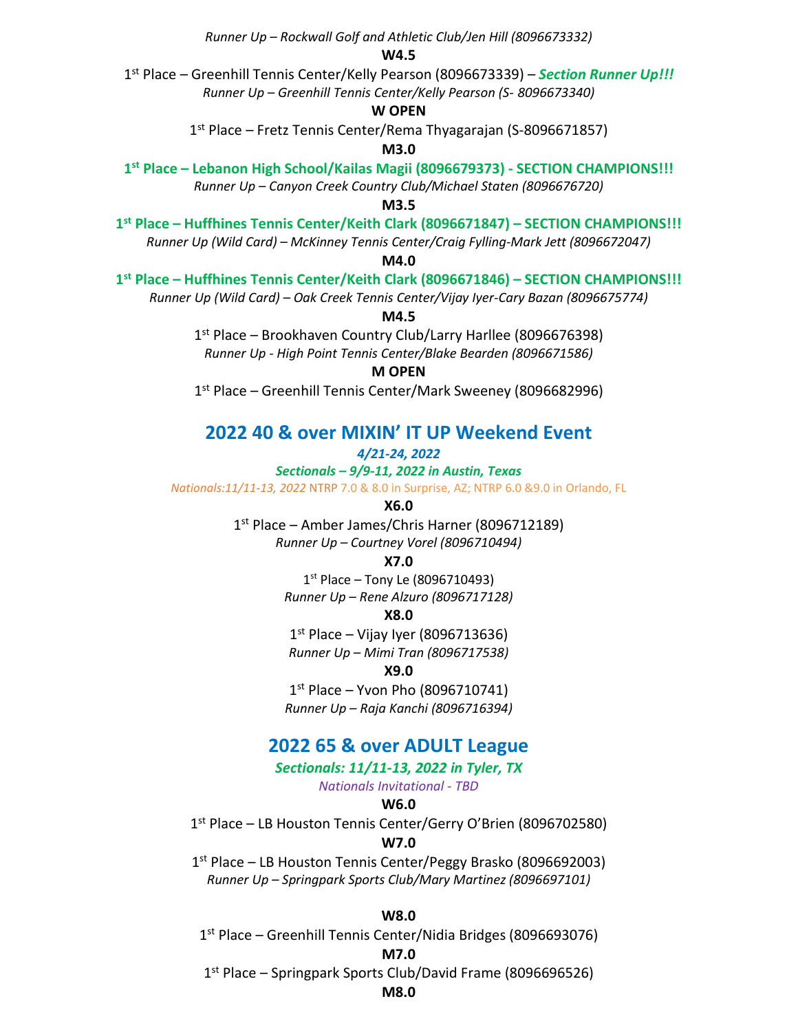*Runner Up – Rockwall Golf and Athletic Club/Jen Hill (8096673332)*

**W4.5**

1st Place – Greenhill Tennis Center/Kelly Pearson (8096673339) – ***Section Runner Up!!!***

*Runner Up – Greenhill Tennis Center/Kelly Pearson (S- 8096673340)*

**W OPEN**

1st Place – Fretz Tennis Center/Rema Thyagarajan (S-8096671857)

**M3.0**

**1st Place – Lebanon High School/Kailas Magii (8096679373) - SECTION CHAMPIONS!!!**

*Runner Up – Canyon Creek Country Club/Michael Staten (8096676720)*

**M3.5**

**1st Place – Huffhines Tennis Center/Keith Clark (8096671847) – SECTION CHAMPIONS!!!**

*Runner Up (Wild Card) – McKinney Tennis Center/Craig Fylling-Mark Jett (8096672047)*

**M4.0**

**1st Place – Huffhines Tennis Center/Keith Clark (8096671846) – SECTION CHAMPIONS!!!**

*Runner Up (Wild Card) – Oak Creek Tennis Center/Vijay Iyer-Cary Bazan (8096675774)*

**M4.5**

1st Place – Brookhaven Country Club/Larry Harllee (8096676398)

*Runner Up - High Point Tennis Center/Blake Bearden (8096671586)*

**M OPEN**

1st Place – Greenhill Tennis Center/Mark Sweeney (8096682996)

## 2022 40 & over MIXIN' IT UP Weekend Event

***4/21-24, 2022***

***Sectionals – 9/9-11, 2022 in Austin, Texas***

*Nationals:11/11-13, 2022* NTRP 7.0 & 8.0 in Surprise, AZ; NTRP 6.0 &9.0 in Orlando, FL

**X6.0**

1st Place – Amber James/Chris Harner (8096712189)

*Runner Up – Courtney Vorel (8096710494)*

**X7.0**

1st Place – Tony Le (8096710493)

*Runner Up – Rene Alzuro (8096717128)*

**X8.0**

1st Place – Vijay Iyer (8096713636)

*Runner Up – Mimi Tran (8096717538)*

**X9.0**

1st Place – Yvon Pho (8096710741)

*Runner Up – Raja Kanchi (8096716394)*

## 2022 65 & over ADULT League

***Sectionals: 11/11-13, 2022 in Tyler, TX***

*Nationals Invitational - TBD*

**W6.0**

1st Place – LB Houston Tennis Center/Gerry O'Brien (8096702580)

**W7.0**

1st Place – LB Houston Tennis Center/Peggy Brasko (8096692003)

*Runner Up – Springpark Sports Club/Mary Martinez (8096697101)*

**W8.0**

1st Place – Greenhill Tennis Center/Nidia Bridges (8096693076)

**M7.0**

1st Place – Springpark Sports Club/David Frame (8096696526)

**M8.0**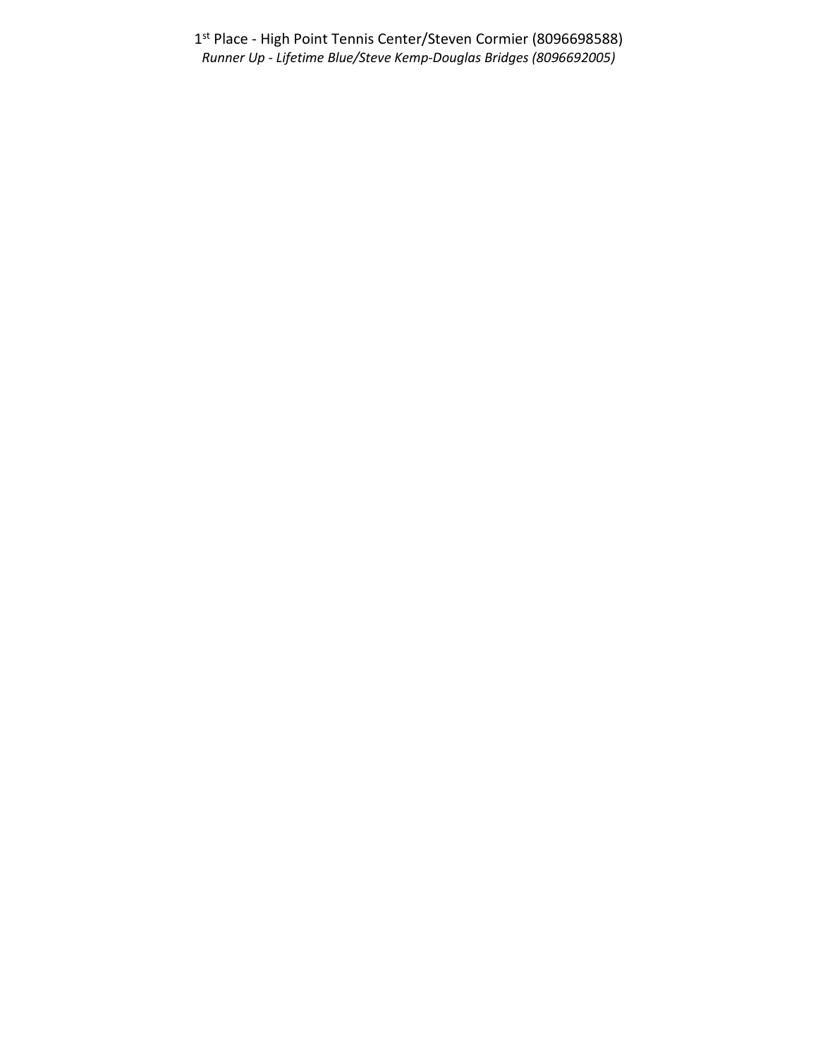1st Place - High Point Tennis Center/Steven Cormier (8096698588)

*Runner Up - Lifetime Blue/Steve Kemp-Douglas Bridges (8096692005)*